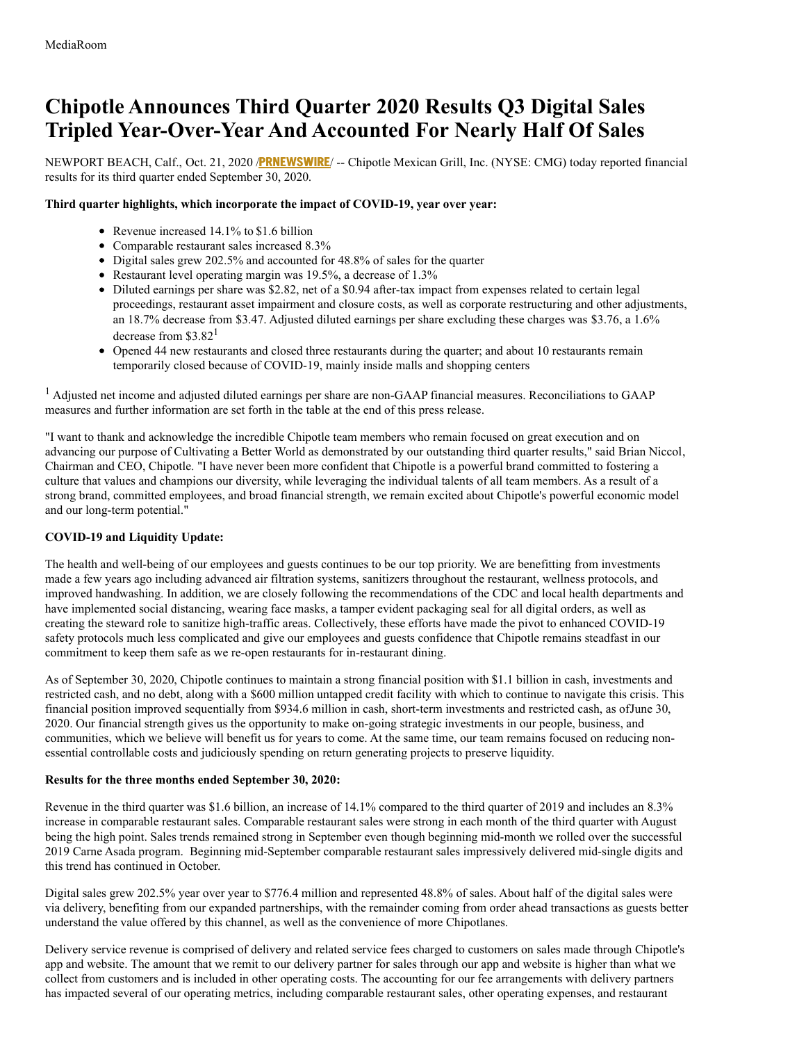MediaRoom

# Chipotle Announces Third Quarter 2020 Results Q3 Digital Sales Tripled Year-Over-Year And Accounted For Nearly Half Of Sales

NEWPORT BEACH, Calf., Oct. 21, 2020 /PRNEWSWIRE/ -- Chipotle Mexican Grill, Inc. (NYSE: CMG) today reported financial results for its third quarter ended September 30, 2020.

**Third quarter highlights, which incorporate the impact of COVID-19, year over year:**

- Revenue increased 14.1% to $1.6 billion
- Comparable restaurant sales increased 8.3%
- Digital sales grew 202.5% and accounted for 48.8% of sales for the quarter
- Restaurant level operating margin was 19.5%, a decrease of 1.3%
- Diluted earnings per share was $2.82, net of a $0.94 after-tax impact from expenses related to certain legal proceedings, restaurant asset impairment and closure costs, as well as corporate restructuring and other adjustments, an 18.7% decrease from $3.47. Adjusted diluted earnings per share excluding these charges was $3.76, a 1.6% decrease from $3.82[1]
- Opened 44 new restaurants and closed three restaurants during the quarter; and about 10 restaurants remain temporarily closed because of COVID-19, mainly inside malls and shopping centers

[1] Adjusted net income and adjusted diluted earnings per share are non-GAAP financial measures. Reconciliations to GAAP measures and further information are set forth in the table at the end of this press release.

"I want to thank and acknowledge the incredible Chipotle team members who remain focused on great execution and on advancing our purpose of Cultivating a Better World as demonstrated by our outstanding third quarter results," said Brian Niccol, Chairman and CEO, Chipotle. "I have never been more confident that Chipotle is a powerful brand committed to fostering a culture that values and champions our diversity, while leveraging the individual talents of all team members. As a result of a strong brand, committed employees, and broad financial strength, we remain excited about Chipotle's powerful economic model and our long-term potential."

**COVID-19 and Liquidity Update:**

The health and well-being of our employees and guests continues to be our top priority. We are benefitting from investments made a few years ago including advanced air filtration systems, sanitizers throughout the restaurant, wellness protocols, and improved handwashing. In addition, we are closely following the recommendations of the CDC and local health departments and have implemented social distancing, wearing face masks, a tamper evident packaging seal for all digital orders, as well as creating the steward role to sanitize high-traffic areas. Collectively, these efforts have made the pivot to enhanced COVID-19 safety protocols much less complicated and give our employees and guests confidence that Chipotle remains steadfast in our commitment to keep them safe as we re-open restaurants for in-restaurant dining.

As of September 30, 2020, Chipotle continues to maintain a strong financial position with $1.1 billion in cash, investments and restricted cash, and no debt, along with a $600 million untapped credit facility with which to continue to navigate this crisis. This financial position improved sequentially from $934.6 million in cash, short-term investments and restricted cash, as ofJune 30, 2020. Our financial strength gives us the opportunity to make on-going strategic investments in our people, business, and communities, which we believe will benefit us for years to come. At the same time, our team remains focused on reducing non-essential controllable costs and judiciously spending on return generating projects to preserve liquidity.

**Results for the three months ended September 30, 2020:**

Revenue in the third quarter was $1.6 billion, an increase of 14.1% compared to the third quarter of 2019 and includes an 8.3% increase in comparable restaurant sales. Comparable restaurant sales were strong in each month of the third quarter with August being the high point. Sales trends remained strong in September even though beginning mid-month we rolled over the successful 2019 Carne Asada program. Beginning mid-September comparable restaurant sales impressively delivered mid-single digits and this trend has continued in October.

Digital sales grew 202.5% year over year to $776.4 million and represented 48.8% of sales. About half of the digital sales were via delivery, benefiting from our expanded partnerships, with the remainder coming from order ahead transactions as guests better understand the value offered by this channel, as well as the convenience of more Chipotlanes.

Delivery service revenue is comprised of delivery and related service fees charged to customers on sales made through Chipotle's app and website. The amount that we remit to our delivery partner for sales through our app and website is higher than what we collect from customers and is included in other operating costs. The accounting for our fee arrangements with delivery partners has impacted several of our operating metrics, including comparable restaurant sales, other operating expenses, and restaurant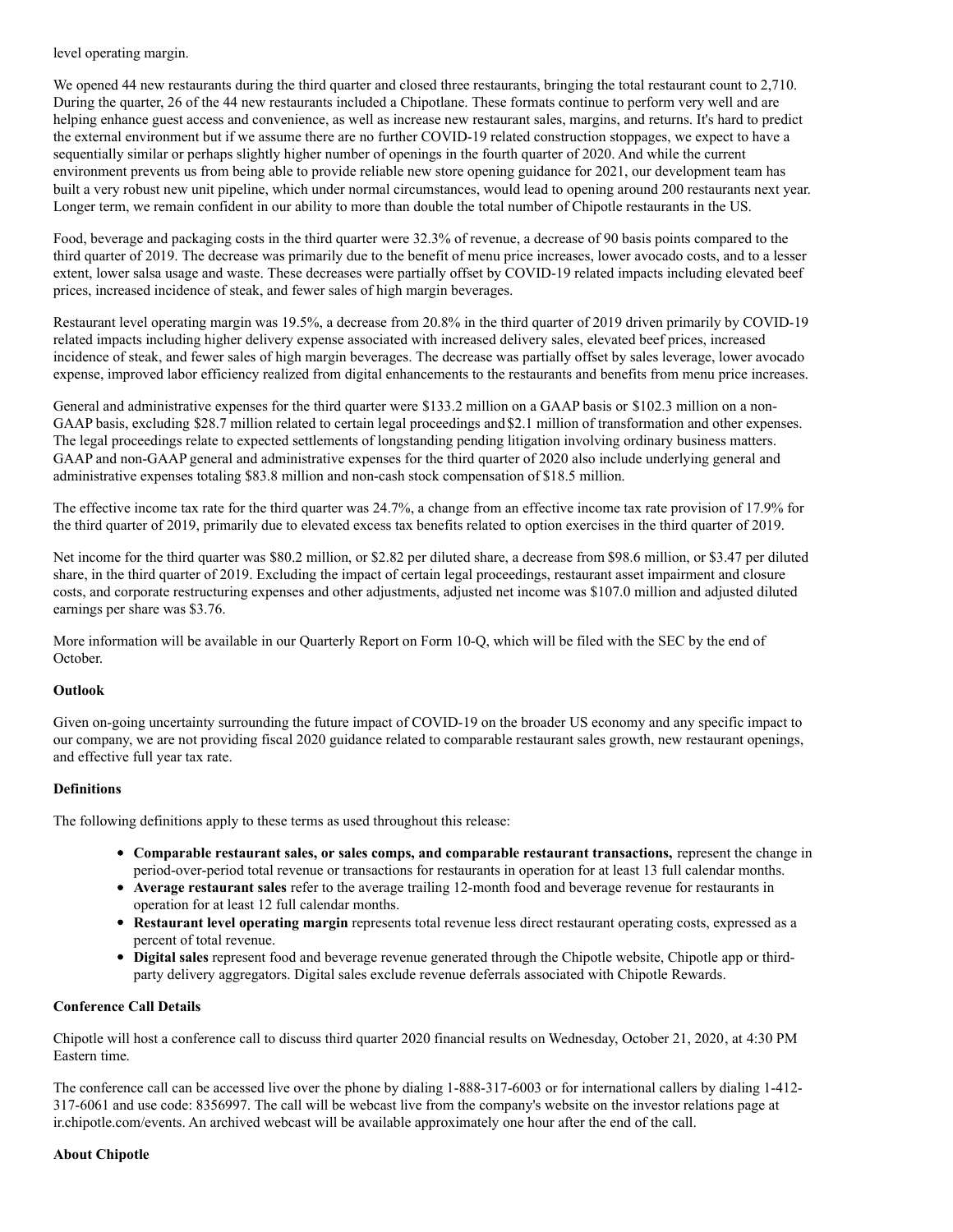level operating margin.

We opened 44 new restaurants during the third quarter and closed three restaurants, bringing the total restaurant count to 2,710. During the quarter, 26 of the 44 new restaurants included a Chipotlane. These formats continue to perform very well and are helping enhance guest access and convenience, as well as increase new restaurant sales, margins, and returns. It's hard to predict the external environment but if we assume there are no further COVID-19 related construction stoppages, we expect to have a sequentially similar or perhaps slightly higher number of openings in the fourth quarter of 2020. And while the current environment prevents us from being able to provide reliable new store opening guidance for 2021, our development team has built a very robust new unit pipeline, which under normal circumstances, would lead to opening around 200 restaurants next year. Longer term, we remain confident in our ability to more than double the total number of Chipotle restaurants in the US.

Food, beverage and packaging costs in the third quarter were 32.3% of revenue, a decrease of 90 basis points compared to the third quarter of 2019. The decrease was primarily due to the benefit of menu price increases, lower avocado costs, and to a lesser extent, lower salsa usage and waste. These decreases were partially offset by COVID-19 related impacts including elevated beef prices, increased incidence of steak, and fewer sales of high margin beverages.

Restaurant level operating margin was 19.5%, a decrease from 20.8% in the third quarter of 2019 driven primarily by COVID-19 related impacts including higher delivery expense associated with increased delivery sales, elevated beef prices, increased incidence of steak, and fewer sales of high margin beverages. The decrease was partially offset by sales leverage, lower avocado expense, improved labor efficiency realized from digital enhancements to the restaurants and benefits from menu price increases.

General and administrative expenses for the third quarter were $133.2 million on a GAAP basis or $102.3 million on a non-GAAP basis, excluding $28.7 million related to certain legal proceedings and $2.1 million of transformation and other expenses. The legal proceedings relate to expected settlements of longstanding pending litigation involving ordinary business matters. GAAP and non-GAAP general and administrative expenses for the third quarter of 2020 also include underlying general and administrative expenses totaling $83.8 million and non-cash stock compensation of $18.5 million.

The effective income tax rate for the third quarter was 24.7%, a change from an effective income tax rate provision of 17.9% for the third quarter of 2019, primarily due to elevated excess tax benefits related to option exercises in the third quarter of 2019.

Net income for the third quarter was $80.2 million, or $2.82 per diluted share, a decrease from $98.6 million, or $3.47 per diluted share, in the third quarter of 2019. Excluding the impact of certain legal proceedings, restaurant asset impairment and closure costs, and corporate restructuring expenses and other adjustments, adjusted net income was $107.0 million and adjusted diluted earnings per share was $3.76.

More information will be available in our Quarterly Report on Form 10-Q, which will be filed with the SEC by the end of October.

**Outlook**

Given on-going uncertainty surrounding the future impact of COVID-19 on the broader US economy and any specific impact to our company, we are not providing fiscal 2020 guidance related to comparable restaurant sales growth, new restaurant openings, and effective full year tax rate.

**Definitions**

The following definitions apply to these terms as used throughout this release:

- **Comparable restaurant sales, or sales comps, and comparable restaurant transactions,** represent the change in period-over-period total revenue or transactions for restaurants in operation for at least 13 full calendar months.
- **Average restaurant sales** refer to the average trailing 12-month food and beverage revenue for restaurants in operation for at least 12 full calendar months.
- **Restaurant level operating margin** represents total revenue less direct restaurant operating costs, expressed as a percent of total revenue.
- **Digital sales** represent food and beverage revenue generated through the Chipotle website, Chipotle app or third-party delivery aggregators. Digital sales exclude revenue deferrals associated with Chipotle Rewards.

**Conference Call Details**

Chipotle will host a conference call to discuss third quarter 2020 financial results on Wednesday, October 21, 2020, at 4:30 PM Eastern time.

The conference call can be accessed live over the phone by dialing 1-888-317-6003 or for international callers by dialing 1-412-317-6061 and use code: 8356997. The call will be webcast live from the company's website on the investor relations page at ir.chipotle.com/events. An archived webcast will be available approximately one hour after the end of the call.

**About Chipotle**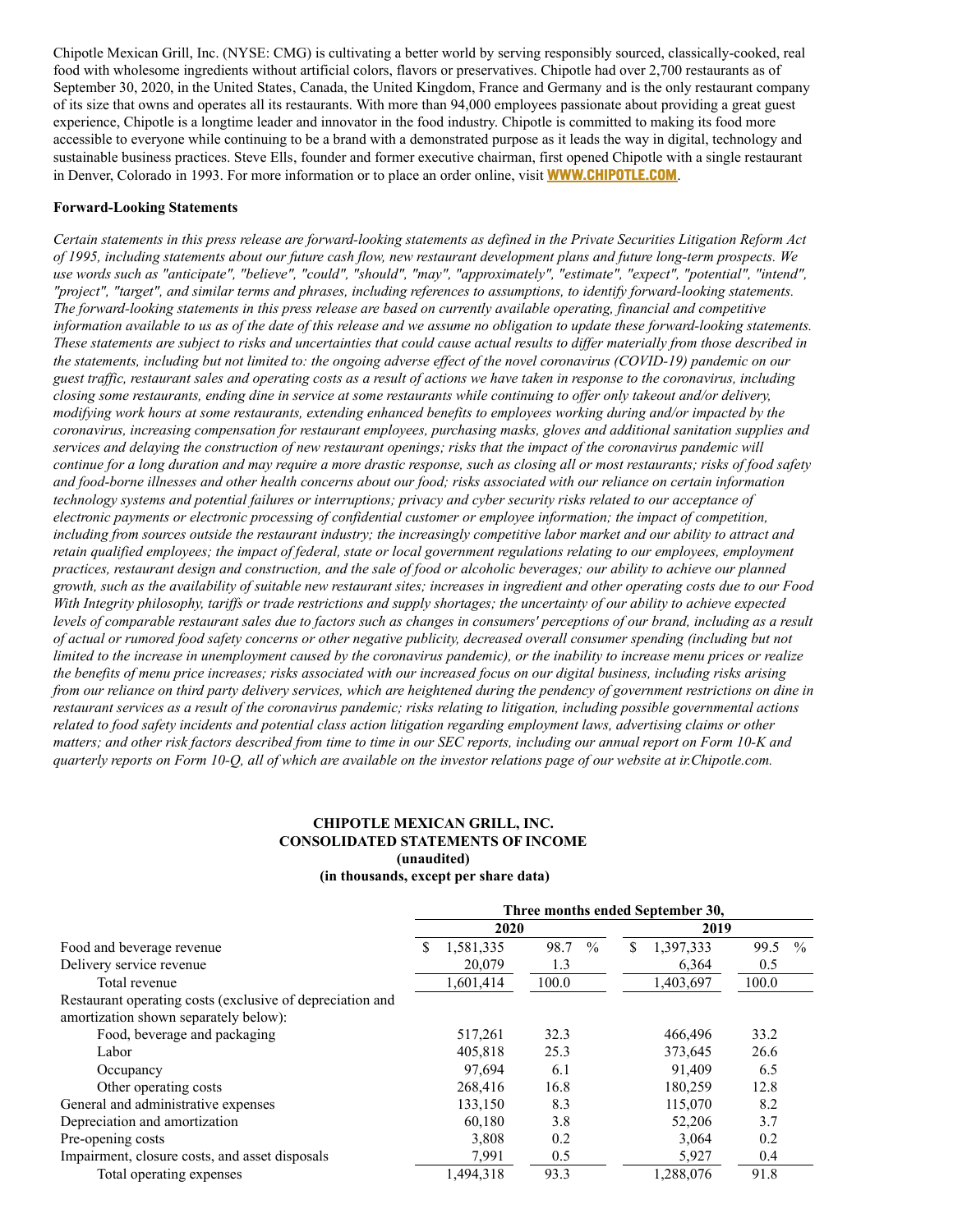Chipotle Mexican Grill, Inc. (NYSE: CMG) is cultivating a better world by serving responsibly sourced, classically-cooked, real food with wholesome ingredients without artificial colors, flavors or preservatives. Chipotle had over 2,700 restaurants as of September 30, 2020, in the United States, Canada, the United Kingdom, France and Germany and is the only restaurant company of its size that owns and operates all its restaurants. With more than 94,000 employees passionate about providing a great guest experience, Chipotle is a longtime leader and innovator in the food industry. Chipotle is committed to making its food more accessible to everyone while continuing to be a brand with a demonstrated purpose as it leads the way in digital, technology and sustainable business practices. Steve Ells, founder and former executive chairman, first opened Chipotle with a single restaurant in Denver, Colorado in 1993. For more information or to place an order online, visit **WWW.CHIPOTLE.COM**.

**Forward-Looking Statements**

*Certain statements in this press release are forward-looking statements as defined in the Private Securities Litigation Reform Act of 1995, including statements about our future cash flow, new restaurant development plans and future long-term prospects. We use words such as "anticipate", "believe", "could", "should", "may", "approximately", "estimate", "expect", "potential", "intend", "project", "target", and similar terms and phrases, including references to assumptions, to identify forward-looking statements. The forward-looking statements in this press release are based on currently available operating, financial and competitive information available to us as of the date of this release and we assume no obligation to update these forward-looking statements. These statements are subject to risks and uncertainties that could cause actual results to differ materially from those described in the statements, including but not limited to: the ongoing adverse effect of the novel coronavirus (COVID-19) pandemic on our guest traffic, restaurant sales and operating costs as a result of actions we have taken in response to the coronavirus, including closing some restaurants, ending dine in service at some restaurants while continuing to offer only takeout and/or delivery, modifying work hours at some restaurants, extending enhanced benefits to employees working during and/or impacted by the coronavirus, increasing compensation for restaurant employees, purchasing masks, gloves and additional sanitation supplies and services and delaying the construction of new restaurant openings; risks that the impact of the coronavirus pandemic will continue for a long duration and may require a more drastic response, such as closing all or most restaurants; risks of food safety and food-borne illnesses and other health concerns about our food; risks associated with our reliance on certain information technology systems and potential failures or interruptions; privacy and cyber security risks related to our acceptance of electronic payments or electronic processing of confidential customer or employee information; the impact of competition, including from sources outside the restaurant industry; the increasingly competitive labor market and our ability to attract and retain qualified employees; the impact of federal, state or local government regulations relating to our employees, employment practices, restaurant design and construction, and the sale of food or alcoholic beverages; our ability to achieve our planned growth, such as the availability of suitable new restaurant sites; increases in ingredient and other operating costs due to our Food With Integrity philosophy, tariffs or trade restrictions and supply shortages; the uncertainty of our ability to achieve expected levels of comparable restaurant sales due to factors such as changes in consumers' perceptions of our brand, including as a result of actual or rumored food safety concerns or other negative publicity, decreased overall consumer spending (including but not limited to the increase in unemployment caused by the coronavirus pandemic), or the inability to increase menu prices or realize the benefits of menu price increases; risks associated with our increased focus on our digital business, including risks arising from our reliance on third party delivery services, which are heightened during the pendency of government restrictions on dine in restaurant services as a result of the coronavirus pandemic; risks relating to litigation, including possible governmental actions related to food safety incidents and potential class action litigation regarding employment laws, advertising claims or other matters; and other risk factors described from time to time in our SEC reports, including our annual report on Form 10-K and quarterly reports on Form 10-Q, all of which are available on the investor relations page of our website at ir.Chipotle.com.*

**CHIPOTLE MEXICAN GRILL, INC.**
**CONSOLIDATED STATEMENTS OF INCOME**
**(unaudited)**
**(in thousands, except per share data)**

| | Three months ended September 30, | | | |
|---|---|---|---|---|
| | 2020 | | 2019 | |
| Food and beverage revenue | $ 1,581,335 | 98.7 % | $ 1,397,333 | 99.5 % |
| Delivery service revenue | 20,079 | 1.3 | 6,364 | 0.5 |
| Total revenue | 1,601,414 | 100.0 | 1,403,697 | 100.0 |
| Restaurant operating costs (exclusive of depreciation and amortization shown separately below): | | | | |
| Food, beverage and packaging | 517,261 | 32.3 | 466,496 | 33.2 |
| Labor | 405,818 | 25.3 | 373,645 | 26.6 |
| Occupancy | 97,694 | 6.1 | 91,409 | 6.5 |
| Other operating costs | 268,416 | 16.8 | 180,259 | 12.8 |
| General and administrative expenses | 133,150 | 8.3 | 115,070 | 8.2 |
| Depreciation and amortization | 60,180 | 3.8 | 52,206 | 3.7 |
| Pre-opening costs | 3,808 | 0.2 | 3,064 | 0.2 |
| Impairment, closure costs, and asset disposals | 7,991 | 0.5 | 5,927 | 0.4 |
| Total operating expenses | 1,494,318 | 93.3 | 1,288,076 | 91.8 |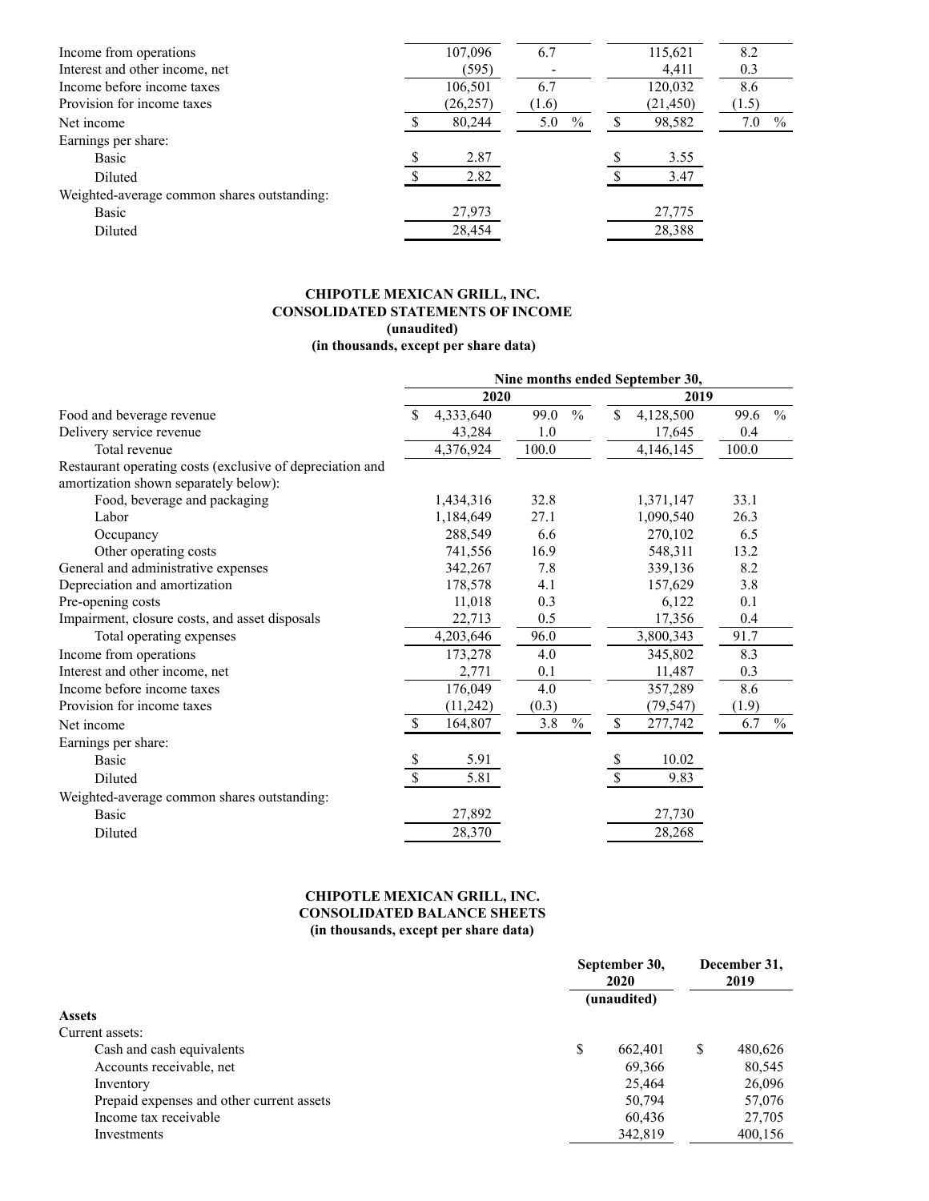| | | | | |
|---|---|---|---|---|
| Income from operations | 107,096 | 6.7 | 115,621 | 8.2 |
| Interest and other income, net | (595) | - | 4,411 | 0.3 |
| Income before income taxes | 106,501 | 6.7 | 120,032 | 8.6 |
| Provision for income taxes | (26,257) | (1.6) | (21,450) | (1.5) |
| Net income | $ 80,244 | 5.0 % | $ 98,582 | 7.0 % |
| Earnings per share: | | | | |
| Basic | $ 2.87 | | $ 3.55 | |
| Diluted | $ 2.82 | | $ 3.47 | |
| Weighted-average common shares outstanding: | | | | |
| Basic | 27,973 | | 27,775 | |
| Diluted | 28,454 | | 28,388 | |

**CHIPOTLE MEXICAN GRILL, INC.**
**CONSOLIDATED STATEMENTS OF INCOME**
**(unaudited)**
**(in thousands, except per share data)**

| | Nine months ended September 30, | | | |
|---|---|---|---|---|
| | 2020 | | 2019 | |
| Food and beverage revenue | $ 4,333,640 | 99.0 % | $ 4,128,500 | 99.6 % |
| Delivery service revenue | 43,284 | 1.0 | 17,645 | 0.4 |
| Total revenue | 4,376,924 | 100.0 | 4,146,145 | 100.0 |
| Restaurant operating costs (exclusive of depreciation and amortization shown separately below): | | | | |
| Food, beverage and packaging | 1,434,316 | 32.8 | 1,371,147 | 33.1 |
| Labor | 1,184,649 | 27.1 | 1,090,540 | 26.3 |
| Occupancy | 288,549 | 6.6 | 270,102 | 6.5 |
| Other operating costs | 741,556 | 16.9 | 548,311 | 13.2 |
| General and administrative expenses | 342,267 | 7.8 | 339,136 | 8.2 |
| Depreciation and amortization | 178,578 | 4.1 | 157,629 | 3.8 |
| Pre-opening costs | 11,018 | 0.3 | 6,122 | 0.1 |
| Impairment, closure costs, and asset disposals | 22,713 | 0.5 | 17,356 | 0.4 |
| Total operating expenses | 4,203,646 | 96.0 | 3,800,343 | 91.7 |
| Income from operations | 173,278 | 4.0 | 345,802 | 8.3 |
| Interest and other income, net | 2,771 | 0.1 | 11,487 | 0.3 |
| Income before income taxes | 176,049 | 4.0 | 357,289 | 8.6 |
| Provision for income taxes | (11,242) | (0.3) | (79,547) | (1.9) |
| Net income | $ 164,807 | 3.8 % | $ 277,742 | 6.7 % |
| Earnings per share: | | | | |
| Basic | $ 5.91 | | $ 10.02 | |
| Diluted | $ 5.81 | | $ 9.83 | |
| Weighted-average common shares outstanding: | | | | |
| Basic | 27,892 | | 27,730 | |
| Diluted | 28,370 | | 28,268 | |

**CHIPOTLE MEXICAN GRILL, INC.**
**CONSOLIDATED BALANCE SHEETS**
**(in thousands, except per share data)**

| | September 30, 2020 (unaudited) | December 31, 2019 |
|---|---|---|
| **Assets** | | |
| Current assets: | | |
| Cash and cash equivalents | $ 662,401 | $ 480,626 |
| Accounts receivable, net | 69,366 | 80,545 |
| Inventory | 25,464 | 26,096 |
| Prepaid expenses and other current assets | 50,794 | 57,076 |
| Income tax receivable | 60,436 | 27,705 |
| Investments | 342,819 | 400,156 |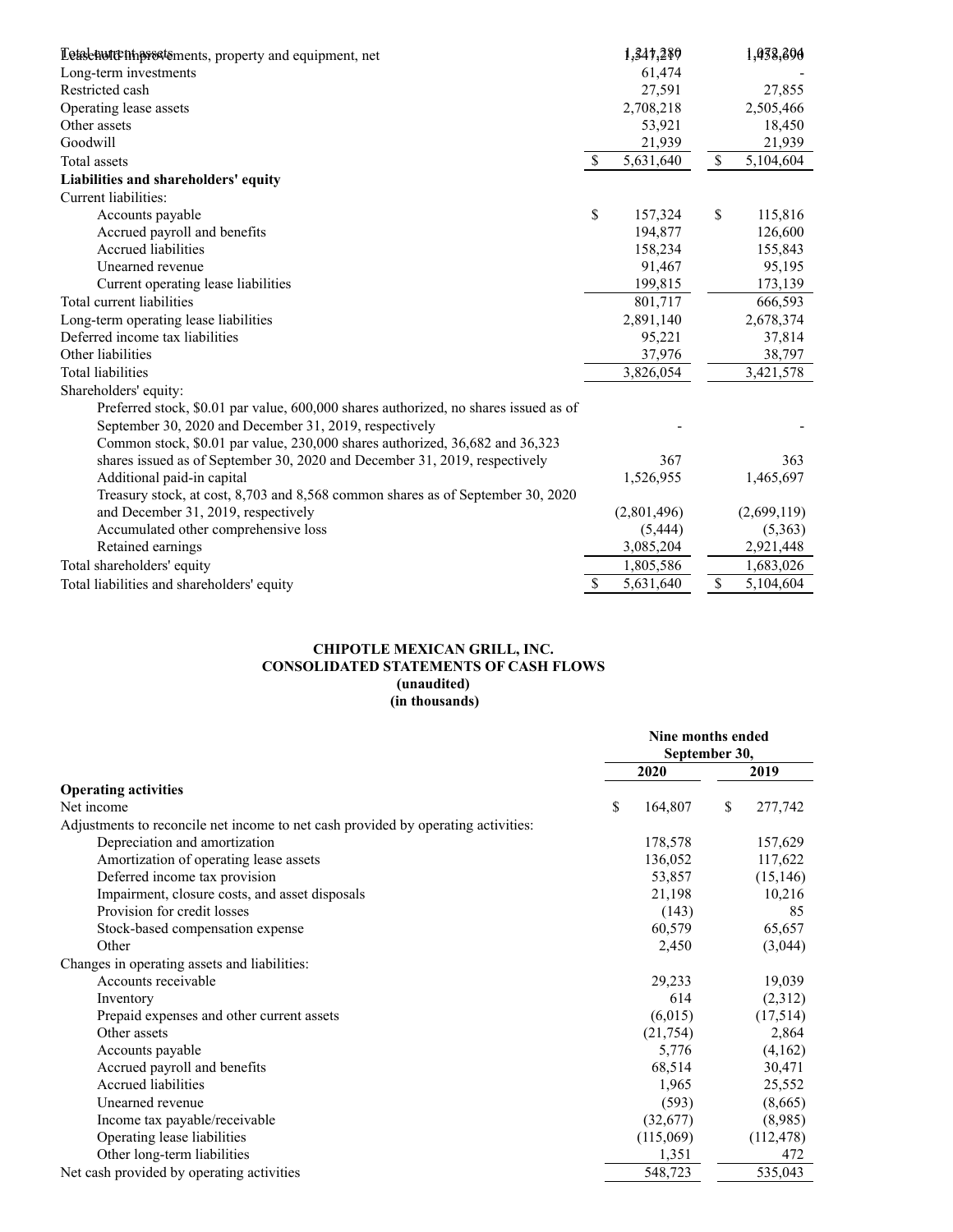| | | |
|---|---|---|
| Total current assets | 1,341,280 | 1,072,204 |
| Leasehold improvements, property and equipment, net | 1,417,217 | 1,458,690 |
| Long-term investments | 61,474 | - |
| Restricted cash | 27,591 | 27,855 |
| Operating lease assets | 2,708,218 | 2,505,466 |
| Other assets | 53,921 | 18,450 |
| Goodwill | 21,939 | 21,939 |
| Total assets | $ 5,631,640 | $ 5,104,604 |
| **Liabilities and shareholders' equity** | | |
| Current liabilities: | | |
| Accounts payable | $ 157,324 | $ 115,816 |
| Accrued payroll and benefits | 194,877 | 126,600 |
| Accrued liabilities | 158,234 | 155,843 |
| Unearned revenue | 91,467 | 95,195 |
| Current operating lease liabilities | 199,815 | 173,139 |
| Total current liabilities | 801,717 | 666,593 |
| Long-term operating lease liabilities | 2,891,140 | 2,678,374 |
| Deferred income tax liabilities | 95,221 | 37,814 |
| Other liabilities | 37,976 | 38,797 |
| Total liabilities | 3,826,054 | 3,421,578 |
| Shareholders' equity: | | |
| Preferred stock, $0.01 par value, 600,000 shares authorized, no shares issued as of September 30, 2020 and December 31, 2019, respectively | - | - |
| Common stock, $0.01 par value, 230,000 shares authorized, 36,682 and 36,323 shares issued as of September 30, 2020 and December 31, 2019, respectively | 367 | 363 |
| Additional paid-in capital | 1,526,955 | 1,465,697 |
| Treasury stock, at cost, 8,703 and 8,568 common shares as of September 30, 2020 and December 31, 2019, respectively | (2,801,496) | (2,699,119) |
| Accumulated other comprehensive loss | (5,444) | (5,363) |
| Retained earnings | 3,085,204 | 2,921,448 |
| Total shareholders' equity | 1,805,586 | 1,683,026 |
| Total liabilities and shareholders' equity | $ 5,631,640 | $ 5,104,604 |

**CHIPOTLE MEXICAN GRILL, INC.**
**CONSOLIDATED STATEMENTS OF CASH FLOWS**
**(unaudited)**
**(in thousands)**

| | Nine months ended September 30, | |
|---|---|---|
| | **2020** | **2019** |
| **Operating activities** | | |
| Net income | $ 164,807 | $ 277,742 |
| Adjustments to reconcile net income to net cash provided by operating activities: | | |
| Depreciation and amortization | 178,578 | 157,629 |
| Amortization of operating lease assets | 136,052 | 117,622 |
| Deferred income tax provision | 53,857 | (15,146) |
| Impairment, closure costs, and asset disposals | 21,198 | 10,216 |
| Provision for credit losses | (143) | 85 |
| Stock-based compensation expense | 60,579 | 65,657 |
| Other | 2,450 | (3,044) |
| Changes in operating assets and liabilities: | | |
| Accounts receivable | 29,233 | 19,039 |
| Inventory | 614 | (2,312) |
| Prepaid expenses and other current assets | (6,015) | (17,514) |
| Other assets | (21,754) | 2,864 |
| Accounts payable | 5,776 | (4,162) |
| Accrued payroll and benefits | 68,514 | 30,471 |
| Accrued liabilities | 1,965 | 25,552 |
| Unearned revenue | (593) | (8,665) |
| Income tax payable/receivable | (32,677) | (8,985) |
| Operating lease liabilities | (115,069) | (112,478) |
| Other long-term liabilities | 1,351 | 472 |
| Net cash provided by operating activities | 548,723 | 535,043 |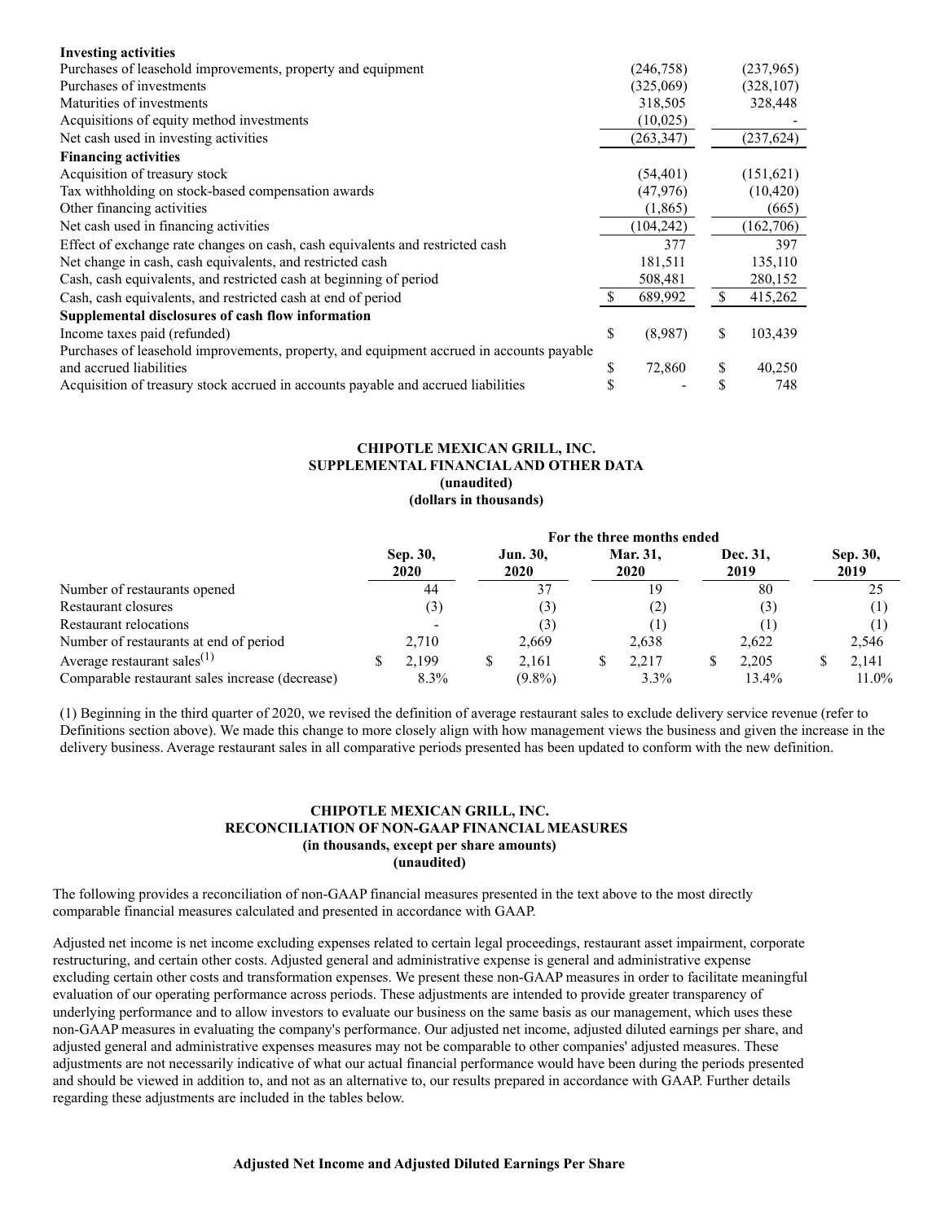| | | |
|---|---|---|
| **Investing activities** | | |
| Purchases of leasehold improvements, property and equipment | (246,758) | (237,965) |
| Purchases of investments | (325,069) | (328,107) |
| Maturities of investments | 318,505 | 328,448 |
| Acquisitions of equity method investments | (10,025) | - |
| Net cash used in investing activities | (263,347) | (237,624) |
| **Financing activities** | | |
| Acquisition of treasury stock | (54,401) | (151,621) |
| Tax withholding on stock-based compensation awards | (47,976) | (10,420) |
| Other financing activities | (1,865) | (665) |
| Net cash used in financing activities | (104,242) | (162,706) |
| Effect of exchange rate changes on cash, cash equivalents and restricted cash | 377 | 397 |
| Net change in cash, cash equivalents, and restricted cash | 181,511 | 135,110 |
| Cash, cash equivalents, and restricted cash at beginning of period | 508,481 | 280,152 |
| Cash, cash equivalents, and restricted cash at end of period | $ 689,992 | $ 415,262 |
| **Supplemental disclosures of cash flow information** | | |
| Income taxes paid (refunded) | $ (8,987) | $ 103,439 |
| Purchases of leasehold improvements, property, and equipment accrued in accounts payable and accrued liabilities | $ 72,860 | $ 40,250 |
| Acquisition of treasury stock accrued in accounts payable and accrued liabilities | $ - | $ 748 |

**CHIPOTLE MEXICAN GRILL, INC.**
**SUPPLEMENTAL FINANCIAL AND OTHER DATA**
**(unaudited)**
**(dollars in thousands)**

| | For the three months ended | | | | |
|---|---|---|---|---|---|
| | **Sep. 30, 2020** | **Jun. 30, 2020** | **Mar. 31, 2020** | **Dec. 31, 2019** | **Sep. 30, 2019** |
| Number of restaurants opened | 44 | 37 | 19 | 80 | 25 |
| Restaurant closures | (3) | (3) | (2) | (3) | (1) |
| Restaurant relocations | - | (3) | (1) | (1) | (1) |
| Number of restaurants at end of period | 2,710 | 2,669 | 2,638 | 2,622 | 2,546 |
| Average restaurant sales[1] | $ 2,199 | $ 2,161 | $ 2,217 | $ 2,205 | $ 2,141 |
| Comparable restaurant sales increase (decrease) | 8.3% | (9.8%) | 3.3% | 13.4% | 11.0% |

(1) Beginning in the third quarter of 2020, we revised the definition of average restaurant sales to exclude delivery service revenue (refer to Definitions section above). We made this change to more closely align with how management views the business and given the increase in the delivery business. Average restaurant sales in all comparative periods presented has been updated to conform with the new definition.

**CHIPOTLE MEXICAN GRILL, INC.**
**RECONCILIATION OF NON-GAAP FINANCIAL MEASURES**
**(in thousands, except per share amounts)**
**(unaudited)**

The following provides a reconciliation of non-GAAP financial measures presented in the text above to the most directly comparable financial measures calculated and presented in accordance with GAAP.

Adjusted net income is net income excluding expenses related to certain legal proceedings, restaurant asset impairment, corporate restructuring, and certain other costs. Adjusted general and administrative expense is general and administrative expense excluding certain other costs and transformation expenses. We present these non-GAAP measures in order to facilitate meaningful evaluation of our operating performance across periods. These adjustments are intended to provide greater transparency of underlying performance and to allow investors to evaluate our business on the same basis as our management, which uses these non-GAAP measures in evaluating the company's performance. Our adjusted net income, adjusted diluted earnings per share, and adjusted general and administrative expenses measures may not be comparable to other companies' adjusted measures. These adjustments are not necessarily indicative of what our actual financial performance would have been during the periods presented and should be viewed in addition to, and not as an alternative to, our results prepared in accordance with GAAP. Further details regarding these adjustments are included in the tables below.

**Adjusted Net Income and Adjusted Diluted Earnings Per Share**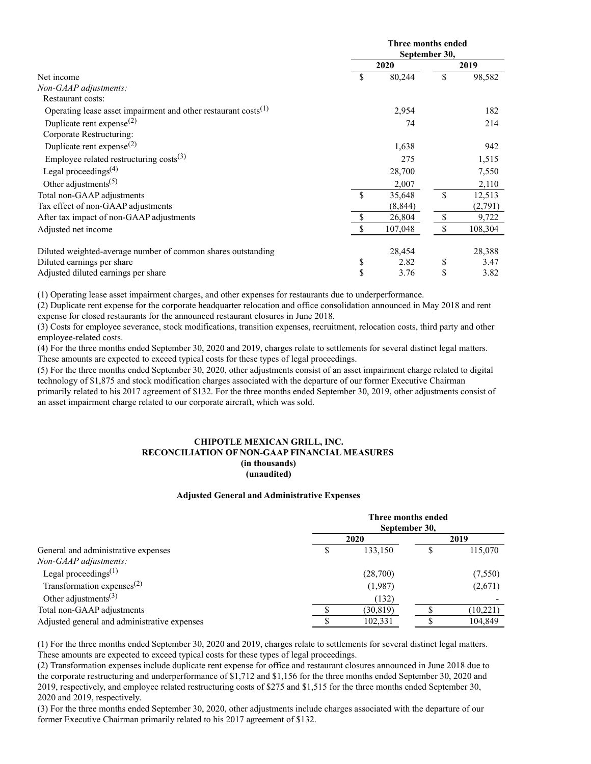| | Three months ended September 30, | |
|---|---|---|
| | 2020 | 2019 |
| Net income | $ 80,244 | $ 98,582 |
| *Non-GAAP adjustments:* | | |
| Restaurant costs: | | |
| Operating lease asset impairment and other restaurant costs[1] | 2,954 | 182 |
| Duplicate rent expense[2] | 74 | 214 |
| Corporate Restructuring: | | |
| Duplicate rent expense[2] | 1,638 | 942 |
| Employee related restructuring costs[3] | 275 | 1,515 |
| Legal proceedings[4] | 28,700 | 7,550 |
| Other adjustments[5] | 2,007 | 2,110 |
| Total non-GAAP adjustments | $ 35,648 | $ 12,513 |
| Tax effect of non-GAAP adjustments | (8,844) | (2,791) |
| After tax impact of non-GAAP adjustments | $ 26,804 | $ 9,722 |
| Adjusted net income | $ 107,048 | $ 108,304 |
| | | |
| Diluted weighted-average number of common shares outstanding | 28,454 | 28,388 |
| Diluted earnings per share | $ 2.82 | $ 3.47 |
| Adjusted diluted earnings per share | $ 3.76 | $ 3.82 |

(1) Operating lease asset impairment charges, and other expenses for restaurants due to underperformance.
(2) Duplicate rent expense for the corporate headquarter relocation and office consolidation announced in May 2018 and rent expense for closed restaurants for the announced restaurant closures in June 2018.
(3) Costs for employee severance, stock modifications, transition expenses, recruitment, relocation costs, third party and other employee-related costs.
(4) For the three months ended September 30, 2020 and 2019, charges relate to settlements for several distinct legal matters. These amounts are expected to exceed typical costs for these types of legal proceedings.
(5) For the three months ended September 30, 2020, other adjustments consist of an asset impairment charge related to digital technology of $1,875 and stock modification charges associated with the departure of our former Executive Chairman primarily related to his 2017 agreement of $132. For the three months ended September 30, 2019, other adjustments consist of an asset impairment charge related to our corporate aircraft, which was sold.

**CHIPOTLE MEXICAN GRILL, INC.**
**RECONCILIATION OF NON-GAAP FINANCIAL MEASURES**
**(in thousands)**
**(unaudited)**

**Adjusted General and Administrative Expenses**

| | Three months ended September 30, | |
|---|---|---|
| | 2020 | 2019 |
| General and administrative expenses | $ 133,150 | $ 115,070 |
| *Non-GAAP adjustments:* | | |
| Legal proceedings[1] | (28,700) | (7,550) |
| Transformation expenses[2] | (1,987) | (2,671) |
| Other adjustments[3] | (132) | - |
| Total non-GAAP adjustments | $ (30,819) | $ (10,221) |
| Adjusted general and administrative expenses | $ 102,331 | $ 104,849 |

(1) For the three months ended September 30, 2020 and 2019, charges relate to settlements for several distinct legal matters. These amounts are expected to exceed typical costs for these types of legal proceedings.
(2) Transformation expenses include duplicate rent expense for office and restaurant closures announced in June 2018 due to the corporate restructuring and underperformance of $1,712 and $1,156 for the three months ended September 30, 2020 and 2019, respectively, and employee related restructuring costs of $275 and $1,515 for the three months ended September 30, 2020 and 2019, respectively.
(3) For the three months ended September 30, 2020, other adjustments include charges associated with the departure of our former Executive Chairman primarily related to his 2017 agreement of $132.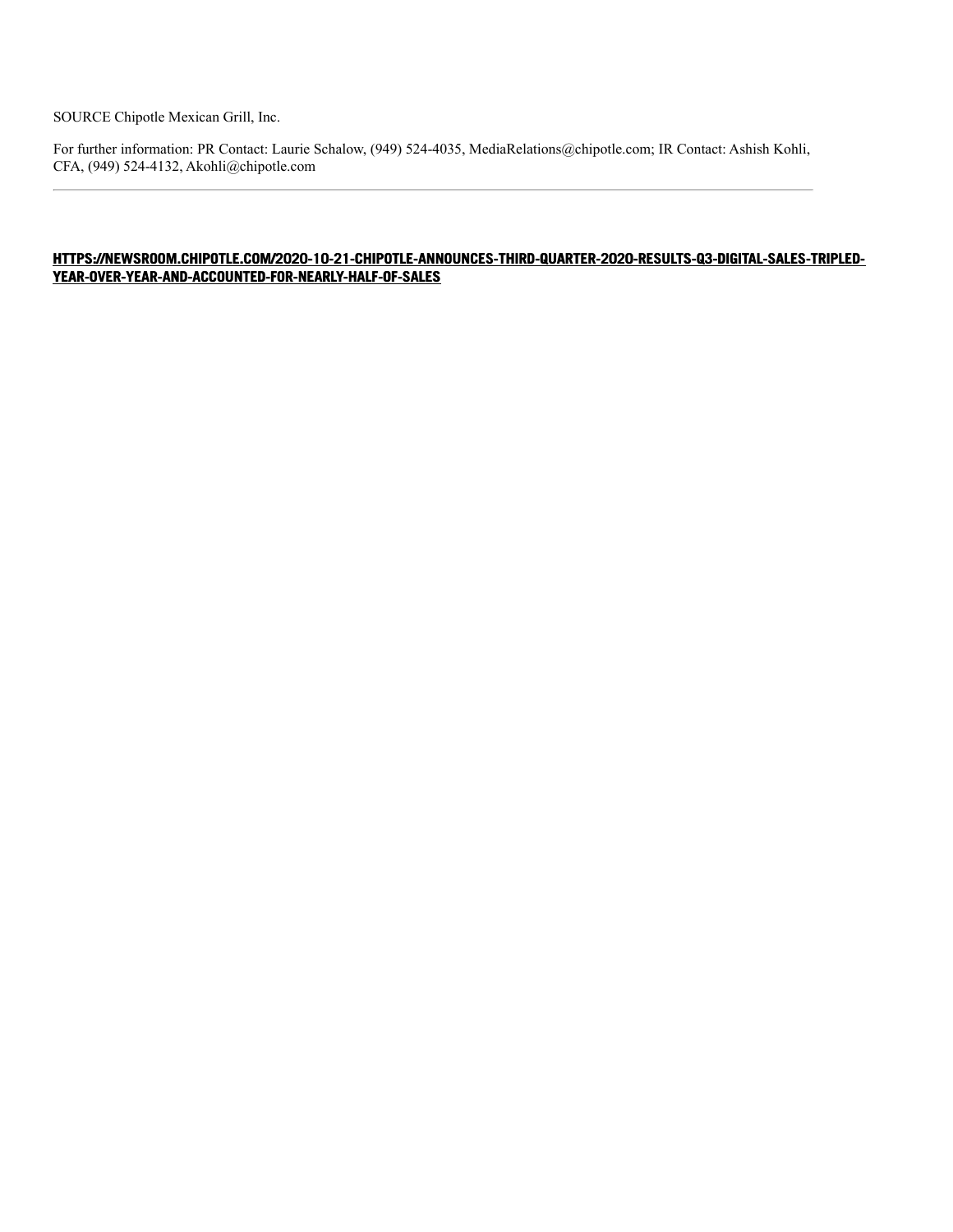SOURCE Chipotle Mexican Grill, Inc.

For further information: PR Contact: Laurie Schalow, (949) 524-4035, MediaRelations@chipotle.com; IR Contact: Ashish Kohli, CFA, (949) 524-4132, Akohli@chipotle.com

---

**HTTPS://NEWSROOM.CHIPOTLE.COM/2020-10-21-CHIPOTLE-ANNOUNCES-THIRD-QUARTER-2020-RESULTS-Q3-DIGITAL-SALES-TRIPLED-YEAR-OVER-YEAR-AND-ACCOUNTED-FOR-NEARLY-HALF-OF-SALES**